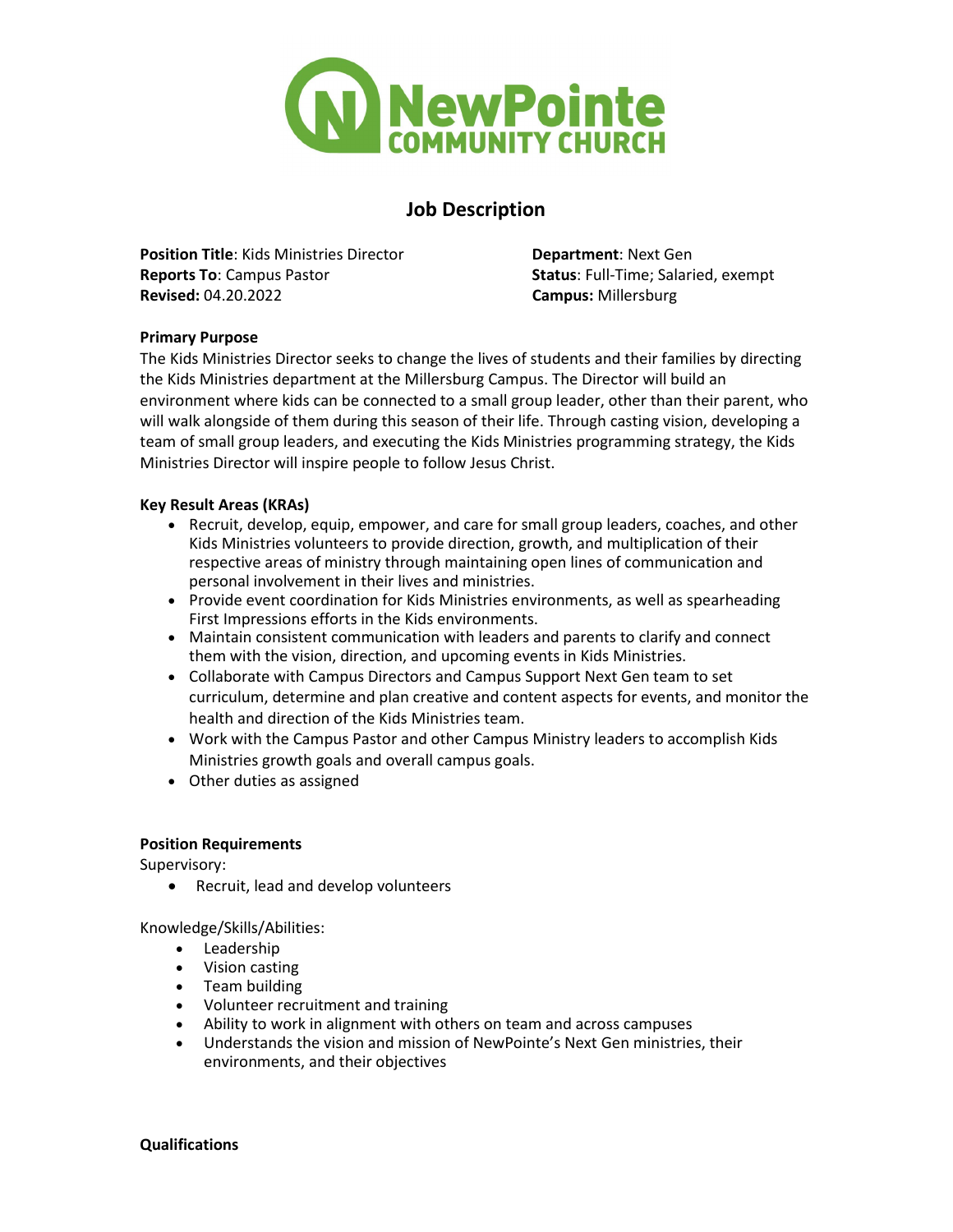# NewPointe COMMUNITY CHURCH

## Job Description

**Position Title**: Kids Ministries Director
**Reports To**: Campus Pastor
**Revised:** 04.20.2022

**Department**: Next Gen
**Status**: Full-Time; Salaried, exempt
**Campus:** Millersburg

**Primary Purpose**

The Kids Ministries Director seeks to change the lives of students and their families by directing the Kids Ministries department at the Millersburg Campus. The Director will build an environment where kids can be connected to a small group leader, other than their parent, who will walk alongside of them during this season of their life. Through casting vision, developing a team of small group leaders, and executing the Kids Ministries programming strategy, the Kids Ministries Director will inspire people to follow Jesus Christ.

**Key Result Areas (KRAs)**

- Recruit, develop, equip, empower, and care for small group leaders, coaches, and other Kids Ministries volunteers to provide direction, growth, and multiplication of their respective areas of ministry through maintaining open lines of communication and personal involvement in their lives and ministries.
- Provide event coordination for Kids Ministries environments, as well as spearheading First Impressions efforts in the Kids environments.
- Maintain consistent communication with leaders and parents to clarify and connect them with the vision, direction, and upcoming events in Kids Ministries.
- Collaborate with Campus Directors and Campus Support Next Gen team to set curriculum, determine and plan creative and content aspects for events, and monitor the health and direction of the Kids Ministries team.
- Work with the Campus Pastor and other Campus Ministry leaders to accomplish Kids Ministries growth goals and overall campus goals.
- Other duties as assigned

**Position Requirements**

Supervisory:

- Recruit, lead and develop volunteers

Knowledge/Skills/Abilities:

- Leadership
- Vision casting
- Team building
- Volunteer recruitment and training
- Ability to work in alignment with others on team and across campuses
- Understands the vision and mission of NewPointe's Next Gen ministries, their environments, and their objectives

**Qualifications**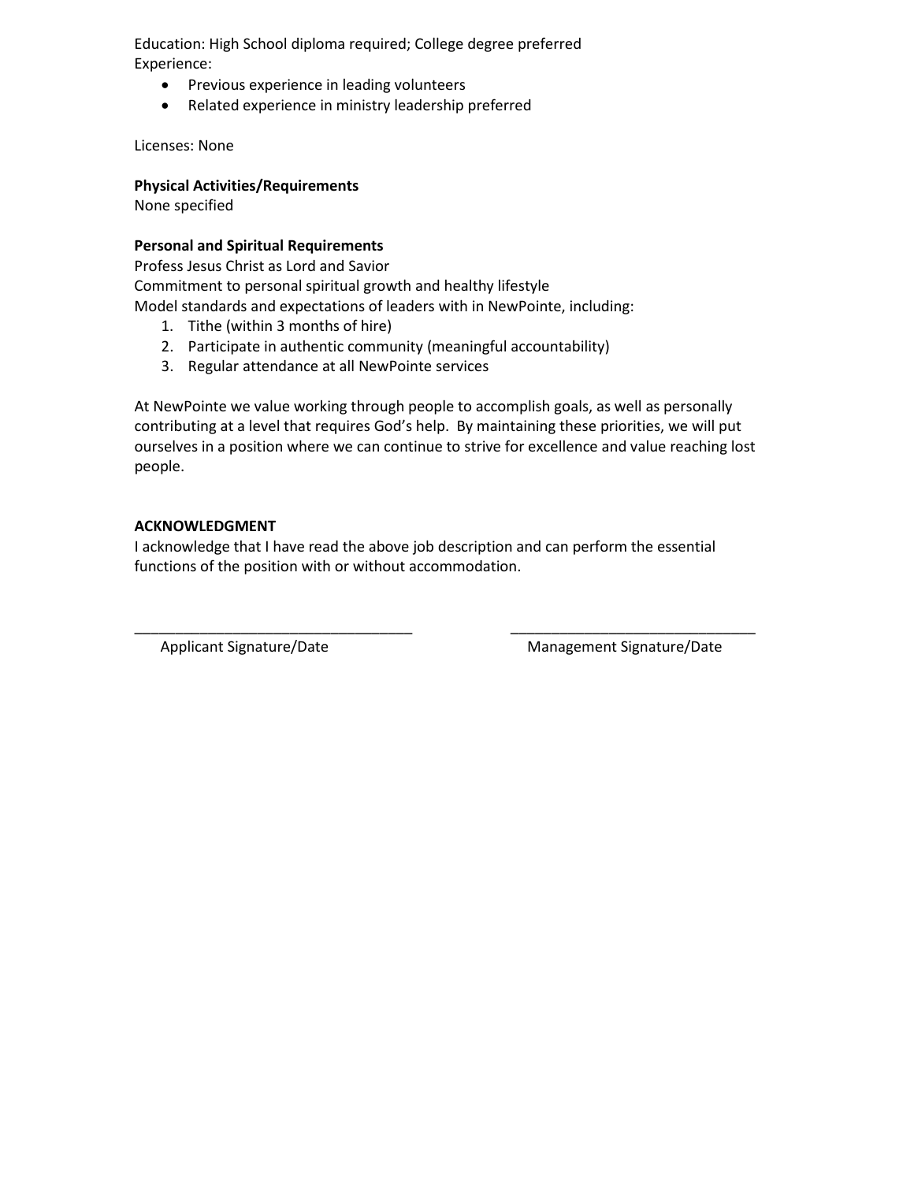Education: High School diploma required; College degree preferred
Experience:

- Previous experience in leading volunteers
- Related experience in ministry leadership preferred

Licenses: None

**Physical Activities/Requirements**
None specified

**Personal and Spiritual Requirements**
Profess Jesus Christ as Lord and Savior
Commitment to personal spiritual growth and healthy lifestyle
Model standards and expectations of leaders with in NewPointe, including:

1. Tithe (within 3 months of hire)
2. Participate in authentic community (meaningful accountability)
3. Regular attendance at all NewPointe services

At NewPointe we value working through people to accomplish goals, as well as personally contributing at a level that requires God's help. By maintaining these priorities, we will put ourselves in a position where we can continue to strive for excellence and value reaching lost people.

**ACKNOWLEDGMENT**
I acknowledge that I have read the above job description and can perform the essential functions of the position with or without accommodation.

| | |
|---|---|
| ___________________________________ | ______________________________ |
| Applicant Signature/Date | Management Signature/Date |